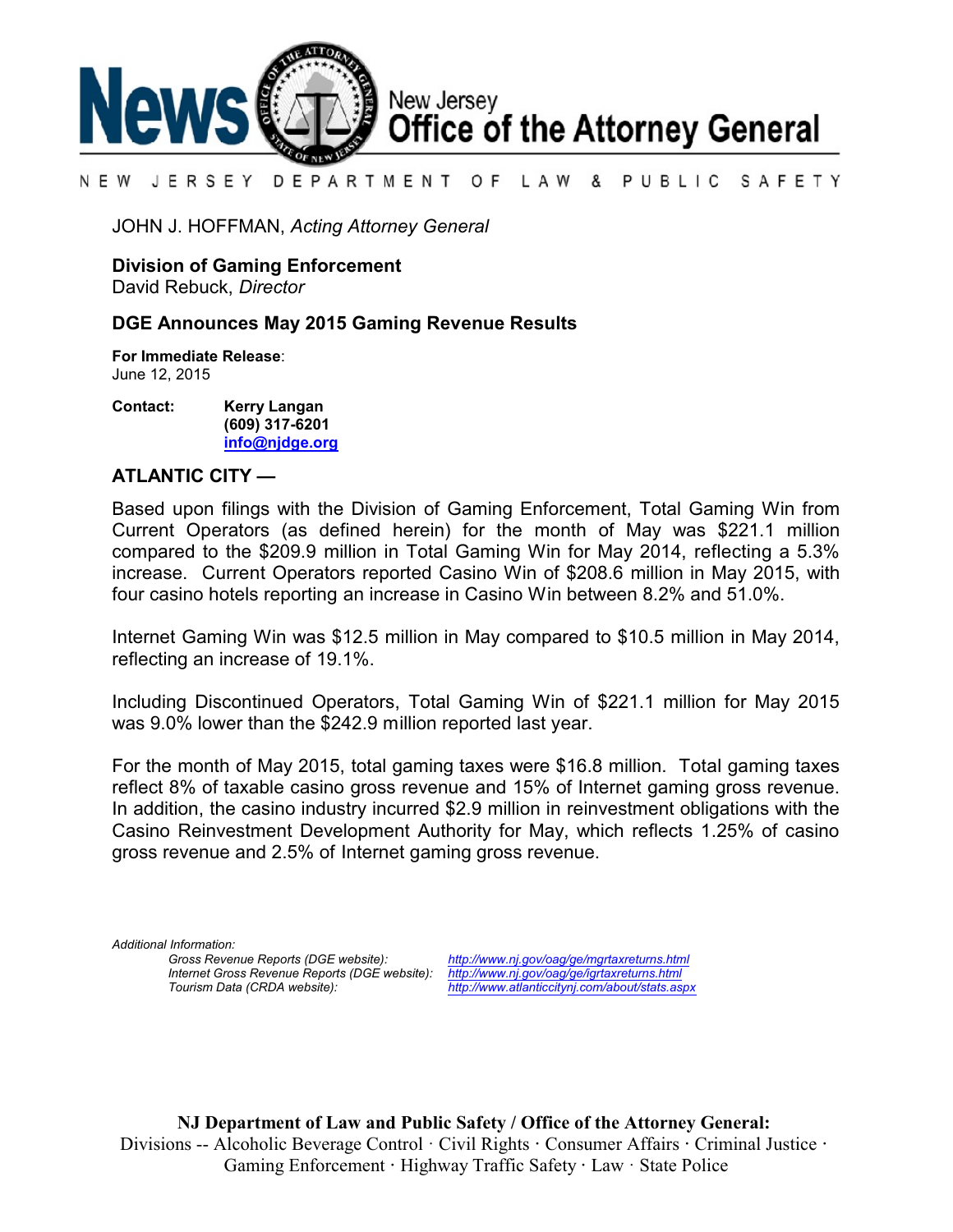# News — New Jersey Office of the Attorney General

NEW JERSEY DEPARTMENT OF LAW & PUBLIC SAFETY

JOHN J. HOFFMAN, *Acting Attorney General*

**Division of Gaming Enforcement**
David Rebuck, *Director*

## DGE Announces May 2015 Gaming Revenue Results

**For Immediate Release**:
June 12, 2015

**Contact:** **Kerry Langan**
**(609) 317-6201**
**info@njdge.org**

**ATLANTIC CITY —**

Based upon filings with the Division of Gaming Enforcement, Total Gaming Win from Current Operators (as defined herein) for the month of May was $221.1 million compared to the $209.9 million in Total Gaming Win for May 2014, reflecting a 5.3% increase. Current Operators reported Casino Win of $208.6 million in May 2015, with four casino hotels reporting an increase in Casino Win between 8.2% and 51.0%.

Internet Gaming Win was $12.5 million in May compared to $10.5 million in May 2014, reflecting an increase of 19.1%.

Including Discontinued Operators, Total Gaming Win of $221.1 million for May 2015 was 9.0% lower than the $242.9 million reported last year.

For the month of May 2015, total gaming taxes were $16.8 million. Total gaming taxes reflect 8% of taxable casino gross revenue and 15% of Internet gaming gross revenue. In addition, the casino industry incurred $2.9 million in reinvestment obligations with the Casino Reinvestment Development Authority for May, which reflects 1.25% of casino gross revenue and 2.5% of Internet gaming gross revenue.

*Additional Information:*

| | |
|---|---|
| *Gross Revenue Reports (DGE website):* | *http://www.nj.gov/oag/ge/mgrtaxreturns.html* |
| *Internet Gross Revenue Reports (DGE website):* | *http://www.nj.gov/oag/ge/igrtaxreturns.html* |
| *Tourism Data (CRDA website):* | *http://www.atlanticcitynj.com/about/stats.aspx* |

**NJ Department of Law and Public Safety / Office of the Attorney General:**
Divisions -- Alcoholic Beverage Control · Civil Rights · Consumer Affairs · Criminal Justice · Gaming Enforcement · Highway Traffic Safety · Law · State Police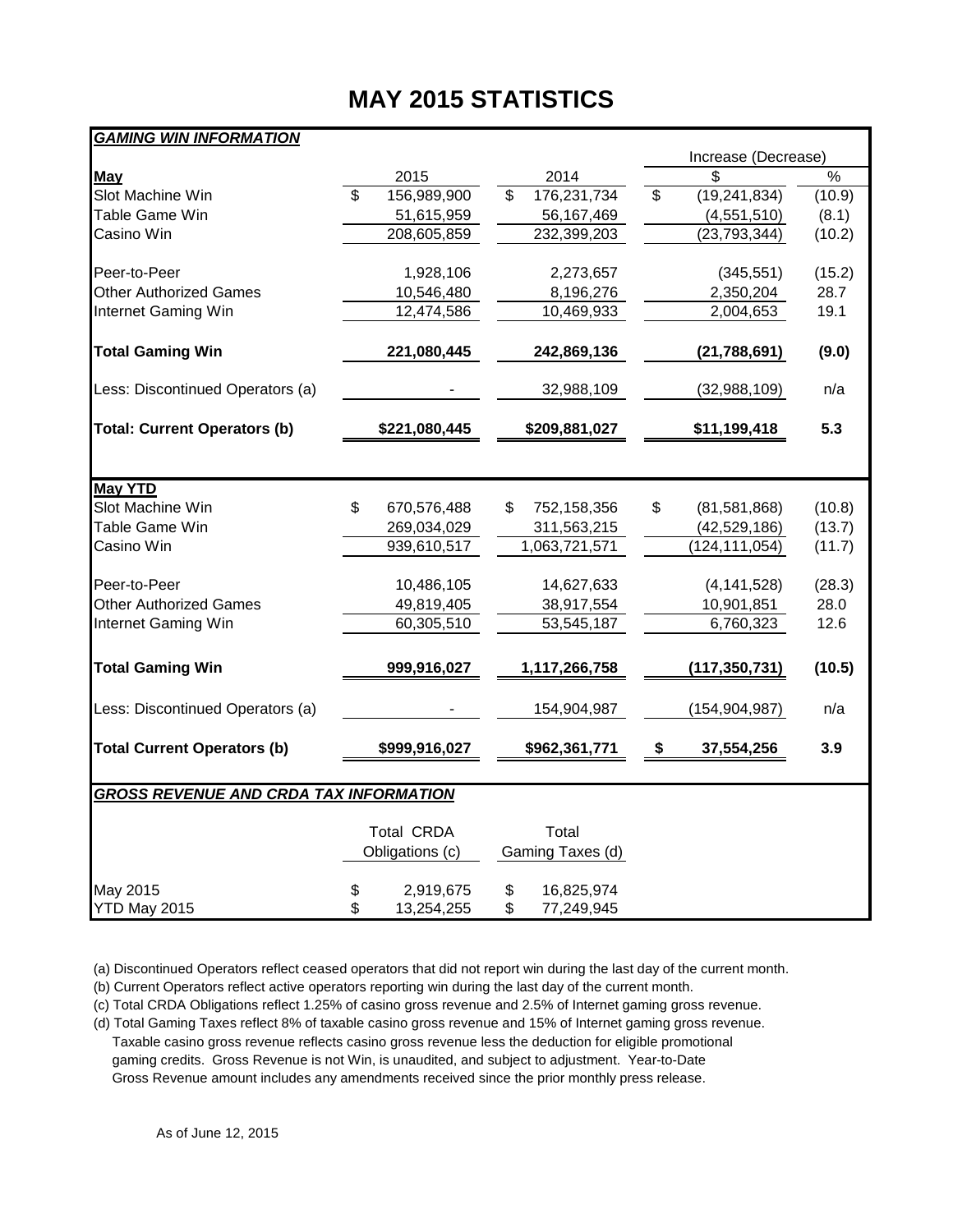# MAY 2015 STATISTICS

| *GAMING WIN INFORMATION* | | | Increase (Decrease) | |
|---|---|---|---|---|
| **May** | 2015 | 2014 | $ | % |
| Slot Machine Win | $ 156,989,900 | $ 176,231,734 | $ (19,241,834) | (10.9) |
| Table Game Win | 51,615,959 | 56,167,469 | (4,551,510) | (8.1) |
| Casino Win | 208,605,859 | 232,399,203 | (23,793,344) | (10.2) |
| Peer-to-Peer | 1,928,106 | 2,273,657 | (345,551) | (15.2) |
| Other Authorized Games | 10,546,480 | 8,196,276 | 2,350,204 | 28.7 |
| Internet Gaming Win | 12,474,586 | 10,469,933 | 2,004,653 | 19.1 |
| **Total Gaming Win** | **221,080,445** | **242,869,136** | **(21,788,691)** | **(9.0)** |
| Less: Discontinued Operators (a) | - | 32,988,109 | (32,988,109) | n/a |
| **Total: Current Operators (b)** | **$221,080,445** | **$209,881,027** | **$11,199,418** | **5.3** |
| **May YTD** | | | | |
| Slot Machine Win | $ 670,576,488 | $ 752,158,356 | $ (81,581,868) | (10.8) |
| Table Game Win | 269,034,029 | 311,563,215 | (42,529,186) | (13.7) |
| Casino Win | 939,610,517 | 1,063,721,571 | (124,111,054) | (11.7) |
| Peer-to-Peer | 10,486,105 | 14,627,633 | (4,141,528) | (28.3) |
| Other Authorized Games | 49,819,405 | 38,917,554 | 10,901,851 | 28.0 |
| Internet Gaming Win | 60,305,510 | 53,545,187 | 6,760,323 | 12.6 |
| **Total Gaming Win** | **999,916,027** | **1,117,266,758** | **(117,350,731)** | **(10.5)** |
| Less: Discontinued Operators (a) | - | 154,904,987 | (154,904,987) | n/a |
| **Total Current Operators (b)** | **$999,916,027** | **$962,361,771** | **$ 37,554,256** | **3.9** |

| *GROSS REVENUE AND CRDA TAX INFORMATION* | Total CRDA Obligations (c) | Total Gaming Taxes (d) |
|---|---|---|
| May 2015 | $ 2,919,675 | $ 16,825,974 |
| YTD May 2015 | $ 13,254,255 | $ 77,249,945 |

(a) Discontinued Operators reflect ceased operators that did not report win during the last day of the current month.

(b) Current Operators reflect active operators reporting win during the last day of the current month.

(c) Total CRDA Obligations reflect 1.25% of casino gross revenue and 2.5% of Internet gaming gross revenue.

(d) Total Gaming Taxes reflect 8% of taxable casino gross revenue and 15% of Internet gaming gross revenue. Taxable casino gross revenue reflects casino gross revenue less the deduction for eligible promotional gaming credits. Gross Revenue is not Win, is unaudited, and subject to adjustment. Year-to-Date Gross Revenue amount includes any amendments received since the prior monthly press release.

As of June 12, 2015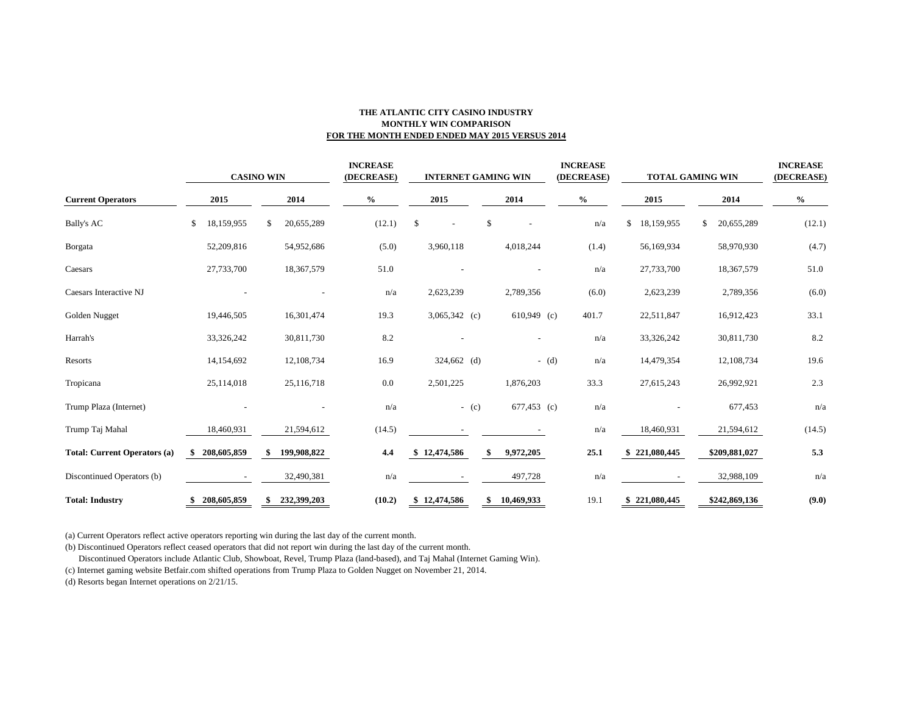**THE ATLANTIC CITY CASINO INDUSTRY**
**MONTHLY WIN COMPARISON**
**FOR THE MONTH ENDED ENDED MAY 2015 VERSUS 2014**

| | CASINO WIN | | INCREASE (DECREASE) | INTERNET GAMING WIN | | INCREASE (DECREASE) | TOTAL GAMING WIN | | INCREASE (DECREASE) |
|---|---|---|---|---|---|---|---|---|---|
| **Current Operators** | **2015** | **2014** | **%** | **2015** | **2014** | **%** | **2015** | **2014** | **%** |
| Bally's AC | $ 18,159,955 | $ 20,655,289 | (12.1) | $ - | $ - | n/a | $ 18,159,955 | $ 20,655,289 | (12.1) |
| Borgata | 52,209,816 | 54,952,686 | (5.0) | 3,960,118 | 4,018,244 | (1.4) | 56,169,934 | 58,970,930 | (4.7) |
| Caesars | 27,733,700 | 18,367,579 | 51.0 | - | - | n/a | 27,733,700 | 18,367,579 | 51.0 |
| Caesars Interactive NJ | - | - | n/a | 2,623,239 | 2,789,356 | (6.0) | 2,623,239 | 2,789,356 | (6.0) |
| Golden Nugget | 19,446,505 | 16,301,474 | 19.3 | 3,065,342 (c) | 610,949 (c) | 401.7 | 22,511,847 | 16,912,423 | 33.1 |
| Harrah's | 33,326,242 | 30,811,730 | 8.2 | - | - | n/a | 33,326,242 | 30,811,730 | 8.2 |
| Resorts | 14,154,692 | 12,108,734 | 16.9 | 324,662 (d) | - (d) | n/a | 14,479,354 | 12,108,734 | 19.6 |
| Tropicana | 25,114,018 | 25,116,718 | 0.0 | 2,501,225 | 1,876,203 | 33.3 | 27,615,243 | 26,992,921 | 2.3 |
| Trump Plaza (Internet) | - | - | n/a | - (c) | 677,453 (c) | n/a | - | 677,453 | n/a |
| Trump Taj Mahal | 18,460,931 | 21,594,612 | (14.5) | - | - | n/a | 18,460,931 | 21,594,612 | (14.5) |
| **Total: Current Operators (a)** | **$ 208,605,859** | **$ 199,908,822** | **4.4** | **$ 12,474,586** | **$ 9,972,205** | **25.1** | **$ 221,080,445** | **$209,881,027** | **5.3** |
| Discontinued Operators (b) | - | 32,490,381 | n/a | - | 497,728 | n/a | - | 32,988,109 | n/a |
| **Total: Industry** | **$ 208,605,859** | **$ 232,399,203** | **(10.2)** | **$ 12,474,586** | **$ 10,469,933** | 19.1 | **$ 221,080,445** | **$242,869,136** | **(9.0)** |

(a) Current Operators reflect active operators reporting win during the last day of the current month.

(b) Discontinued Operators reflect ceased operators that did not report win during the last day of the current month.
Discontinued Operators include Atlantic Club, Showboat, Revel, Trump Plaza (land-based), and Taj Mahal (Internet Gaming Win).

(c) Internet gaming website Betfair.com shifted operations from Trump Plaza to Golden Nugget on November 21, 2014.

(d) Resorts began Internet operations on 2/21/15.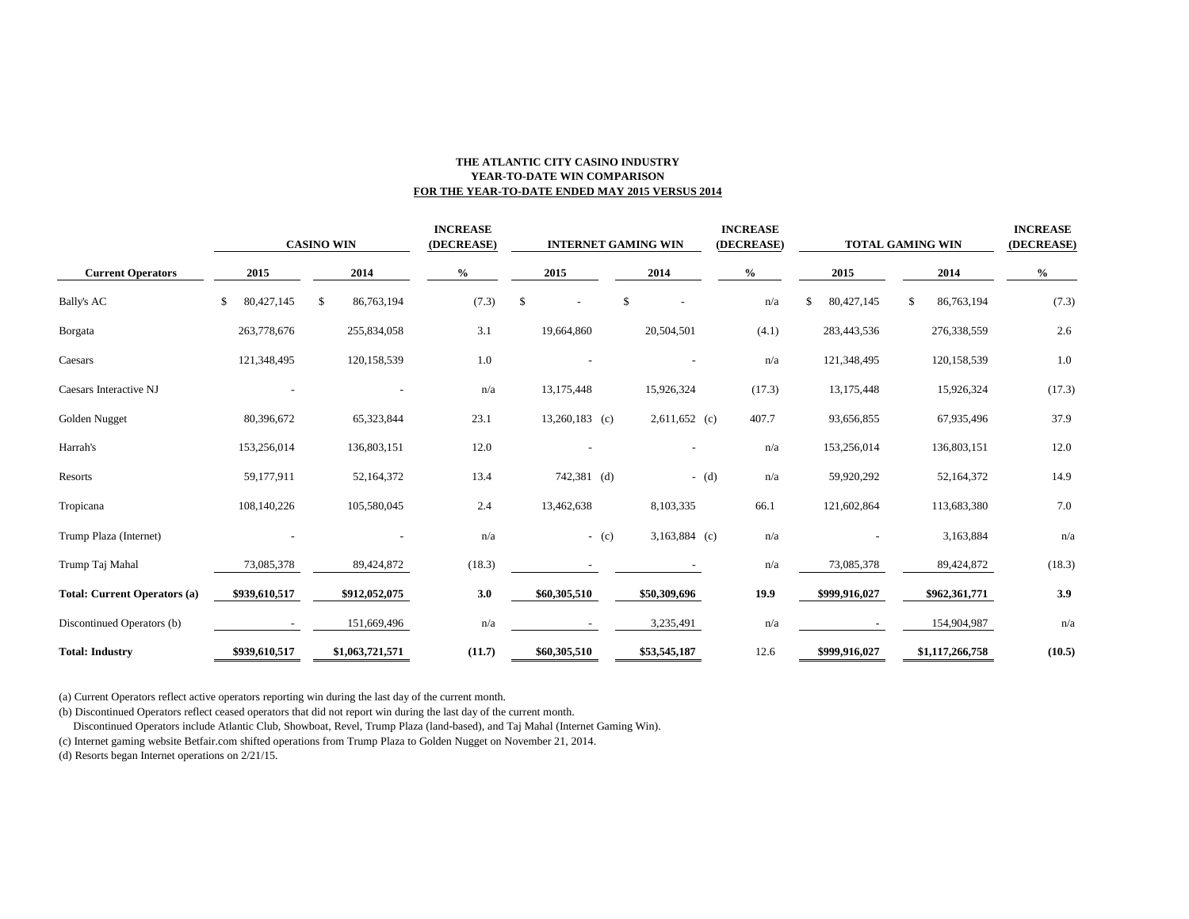**THE ATLANTIC CITY CASINO INDUSTRY**
**YEAR-TO-DATE WIN COMPARISON**
**FOR THE YEAR-TO-DATE ENDED MAY 2015 VERSUS 2014**

| | CASINO WIN | | INCREASE (DECREASE) | INTERNET GAMING WIN | | INCREASE (DECREASE) | TOTAL GAMING WIN | | INCREASE (DECREASE) |
|---|---|---|---|---|---|---|---|---|---|
| **Current Operators** | **2015** | **2014** | **%** | **2015** | **2014** | **%** | **2015** | **2014** | **%** |
| Bally's AC | $ 80,427,145 | $ 86,763,194 | (7.3) | $ - | $ - | n/a | $ 80,427,145 | $ 86,763,194 | (7.3) |
| Borgata | 263,778,676 | 255,834,058 | 3.1 | 19,664,860 | 20,504,501 | (4.1) | 283,443,536 | 276,338,559 | 2.6 |
| Caesars | 121,348,495 | 120,158,539 | 1.0 | - | - | n/a | 121,348,495 | 120,158,539 | 1.0 |
| Caesars Interactive NJ | - | - | n/a | 13,175,448 | 15,926,324 | (17.3) | 13,175,448 | 15,926,324 | (17.3) |
| Golden Nugget | 80,396,672 | 65,323,844 | 23.1 | 13,260,183 (c) | 2,611,652 (c) | 407.7 | 93,656,855 | 67,935,496 | 37.9 |
| Harrah's | 153,256,014 | 136,803,151 | 12.0 | - | - | n/a | 153,256,014 | 136,803,151 | 12.0 |
| Resorts | 59,177,911 | 52,164,372 | 13.4 | 742,381 (d) | - (d) | n/a | 59,920,292 | 52,164,372 | 14.9 |
| Tropicana | 108,140,226 | 105,580,045 | 2.4 | 13,462,638 | 8,103,335 | 66.1 | 121,602,864 | 113,683,380 | 7.0 |
| Trump Plaza (Internet) | - | - | n/a | - (c) | 3,163,884 (c) | n/a | - | 3,163,884 | n/a |
| Trump Taj Mahal | 73,085,378 | 89,424,872 | (18.3) | - | - | n/a | 73,085,378 | 89,424,872 | (18.3) |
| **Total: Current Operators (a)** | **$939,610,517** | **$912,052,075** | **3.0** | **$60,305,510** | **$50,309,696** | **19.9** | **$999,916,027** | **$962,361,771** | **3.9** |
| Discontinued Operators (b) | - | 151,669,496 | n/a | - | 3,235,491 | n/a | - | 154,904,987 | n/a |
| **Total: Industry** | **$939,610,517** | **$1,063,721,571** | **(11.7)** | **$60,305,510** | **$53,545,187** | 12.6 | **$999,916,027** | **$1,117,266,758** | **(10.5)** |

(a) Current Operators reflect active operators reporting win during the last day of the current month.

(b) Discontinued Operators reflect ceased operators that did not report win during the last day of the current month.
Discontinued Operators include Atlantic Club, Showboat, Revel, Trump Plaza (land-based), and Taj Mahal (Internet Gaming Win).

(c) Internet gaming website Betfair.com shifted operations from Trump Plaza to Golden Nugget on November 21, 2014.

(d) Resorts began Internet operations on 2/21/15.